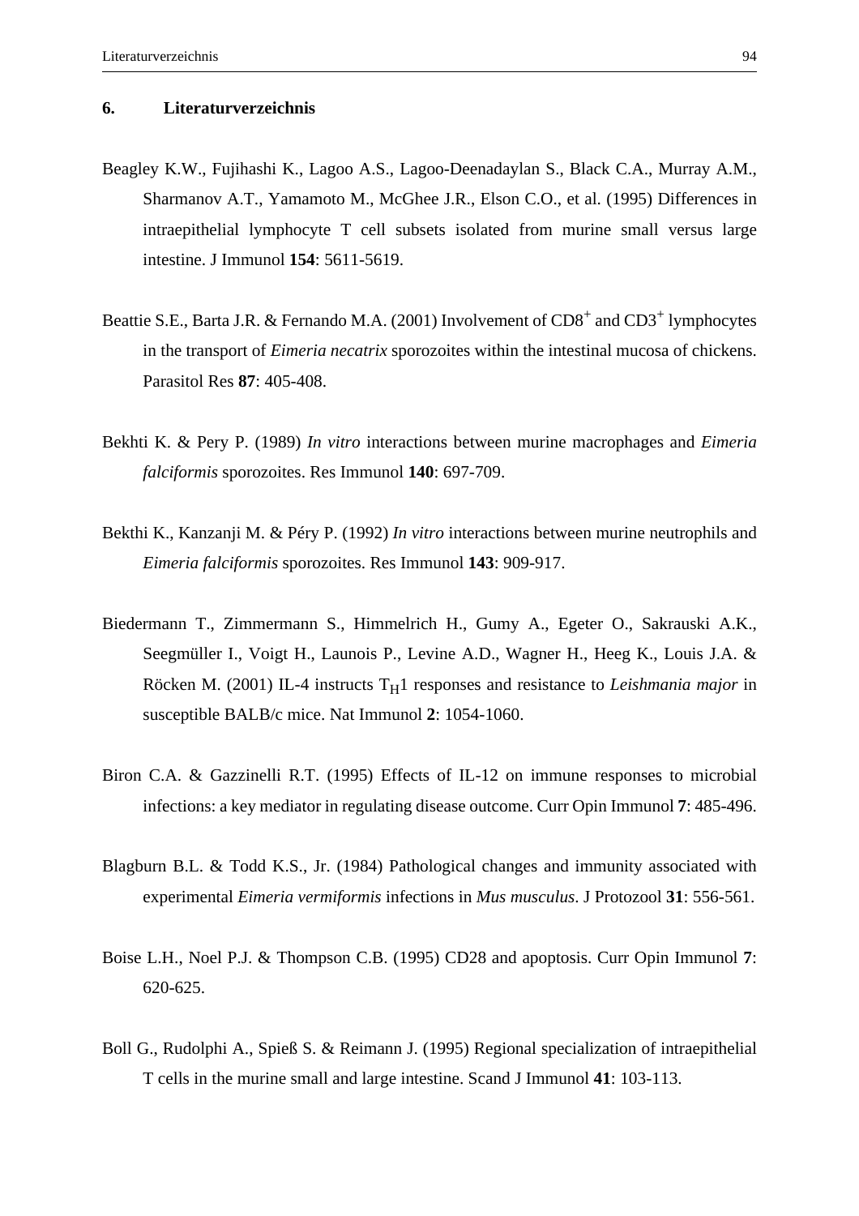## 6. Literaturverzeichnis

Beagley K.W., Fujihashi K., Lagoo A.S., Lagoo-Deenadaylan S., Black C.A., Murray A.M., Sharmanov A.T., Yamamoto M., McGhee J.R., Elson C.O., et al. (1995) Differences in intraepithelial lymphocyte T cell subsets isolated from murine small versus large intestine. J Immunol **154**: 5611-5619.

Beattie S.E., Barta J.R. & Fernando M.A. (2001) Involvement of $CD8^+$ and $CD3^+$ lymphocytes in the transport of *Eimeria necatrix* sporozoites within the intestinal mucosa of chickens. Parasitol Res **87**: 405-408.

Bekhti K. & Pery P. (1989) *In vitro* interactions between murine macrophages and *Eimeria falciformis* sporozoites. Res Immunol **140**: 697-709.

Bekthi K., Kanzanji M. & Péry P. (1992) *In vitro* interactions between murine neutrophils and *Eimeria falciformis* sporozoites. Res Immunol **143**: 909-917.

Biedermann T., Zimmermann S., Himmelrich H., Gumy A., Egeter O., Sakrauski A.K., Seegmüller I., Voigt H., Launois P., Levine A.D., Wagner H., Heeg K., Louis J.A. & Röcken M. (2001) IL-4 instructs $T_H1$ responses and resistance to *Leishmania major* in susceptible BALB/c mice. Nat Immunol **2**: 1054-1060.

Biron C.A. & Gazzinelli R.T. (1995) Effects of IL-12 on immune responses to microbial infections: a key mediator in regulating disease outcome. Curr Opin Immunol **7**: 485-496.

Blagburn B.L. & Todd K.S., Jr. (1984) Pathological changes and immunity associated with experimental *Eimeria vermiformis* infections in *Mus musculus*. J Protozool **31**: 556-561.

Boise L.H., Noel P.J. & Thompson C.B. (1995) CD28 and apoptosis. Curr Opin Immunol **7**: 620-625.

Boll G., Rudolphi A., Spieß S. & Reimann J. (1995) Regional specialization of intraepithelial T cells in the murine small and large intestine. Scand J Immunol **41**: 103-113.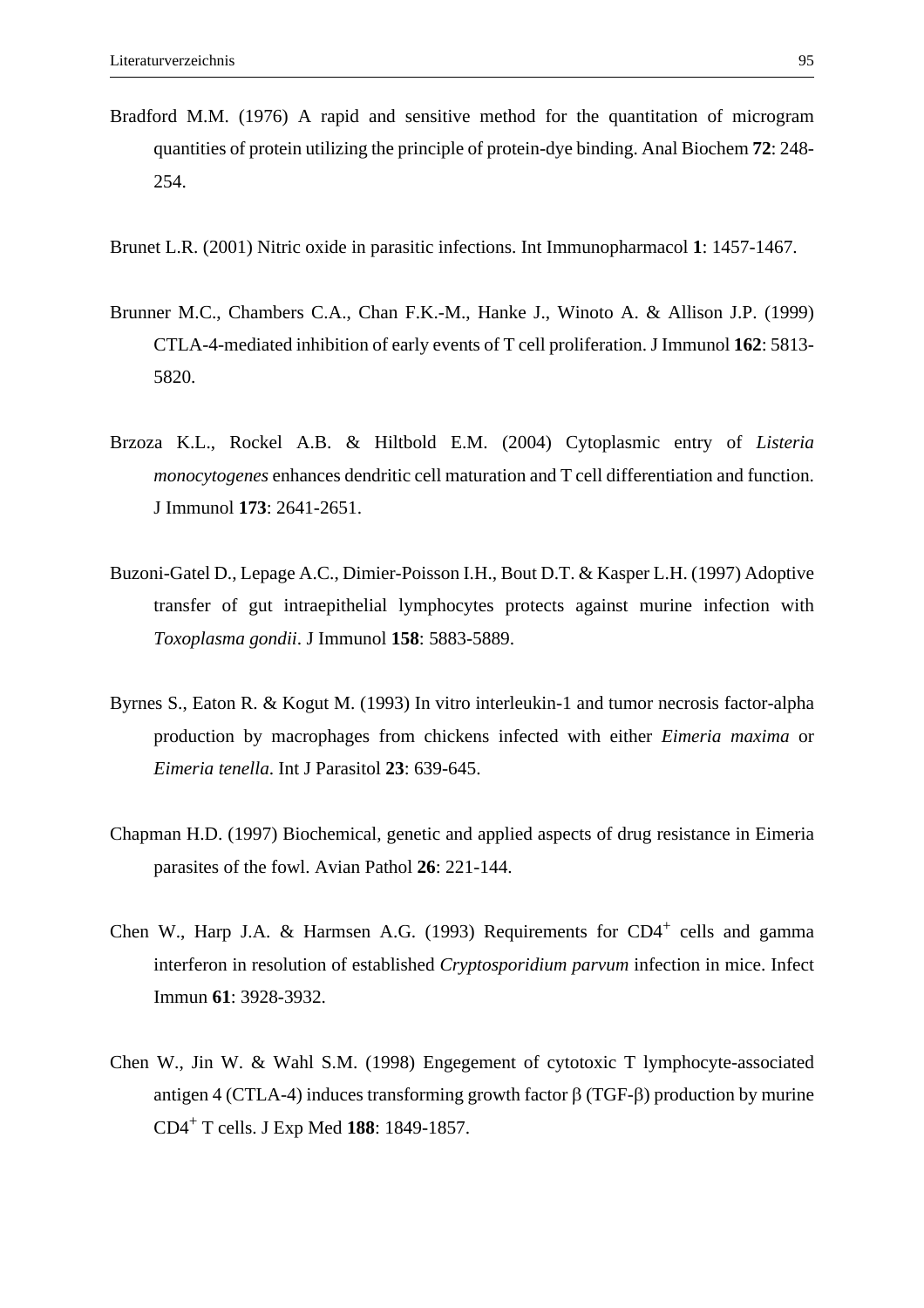Bradford M.M. (1976) A rapid and sensitive method for the quantitation of microgram quantities of protein utilizing the principle of protein-dye binding. Anal Biochem **72**: 248-254.

Brunet L.R. (2001) Nitric oxide in parasitic infections. Int Immunopharmacol **1**: 1457-1467.

Brunner M.C., Chambers C.A., Chan F.K.-M., Hanke J., Winoto A. & Allison J.P. (1999) CTLA-4-mediated inhibition of early events of T cell proliferation. J Immunol **162**: 5813-5820.

Brzoza K.L., Rockel A.B. & Hiltbold E.M. (2004) Cytoplasmic entry of *Listeria monocytogenes* enhances dendritic cell maturation and T cell differentiation and function. J Immunol **173**: 2641-2651.

Buzoni-Gatel D., Lepage A.C., Dimier-Poisson I.H., Bout D.T. & Kasper L.H. (1997) Adoptive transfer of gut intraepithelial lymphocytes protects against murine infection with *Toxoplasma gondii*. J Immunol **158**: 5883-5889.

Byrnes S., Eaton R. & Kogut M. (1993) In vitro interleukin-1 and tumor necrosis factor-alpha production by macrophages from chickens infected with either *Eimeria maxima* or *Eimeria tenella*. Int J Parasitol **23**: 639-645.

Chapman H.D. (1997) Biochemical, genetic and applied aspects of drug resistance in Eimeria parasites of the fowl. Avian Pathol **26**: 221-144.

Chen W., Harp J.A. & Harmsen A.G. (1993) Requirements for $CD4^+$ cells and gamma interferon in resolution of established *Cryptosporidium parvum* infection in mice. Infect Immun **61**: 3928-3932.

Chen W., Jin W. & Wahl S.M. (1998) Engegement of cytotoxic T lymphocyte-associated antigen 4 (CTLA-4) induces transforming growth factor β (TGF-β) production by murine $CD4^+$ T cells. J Exp Med **188**: 1849-1857.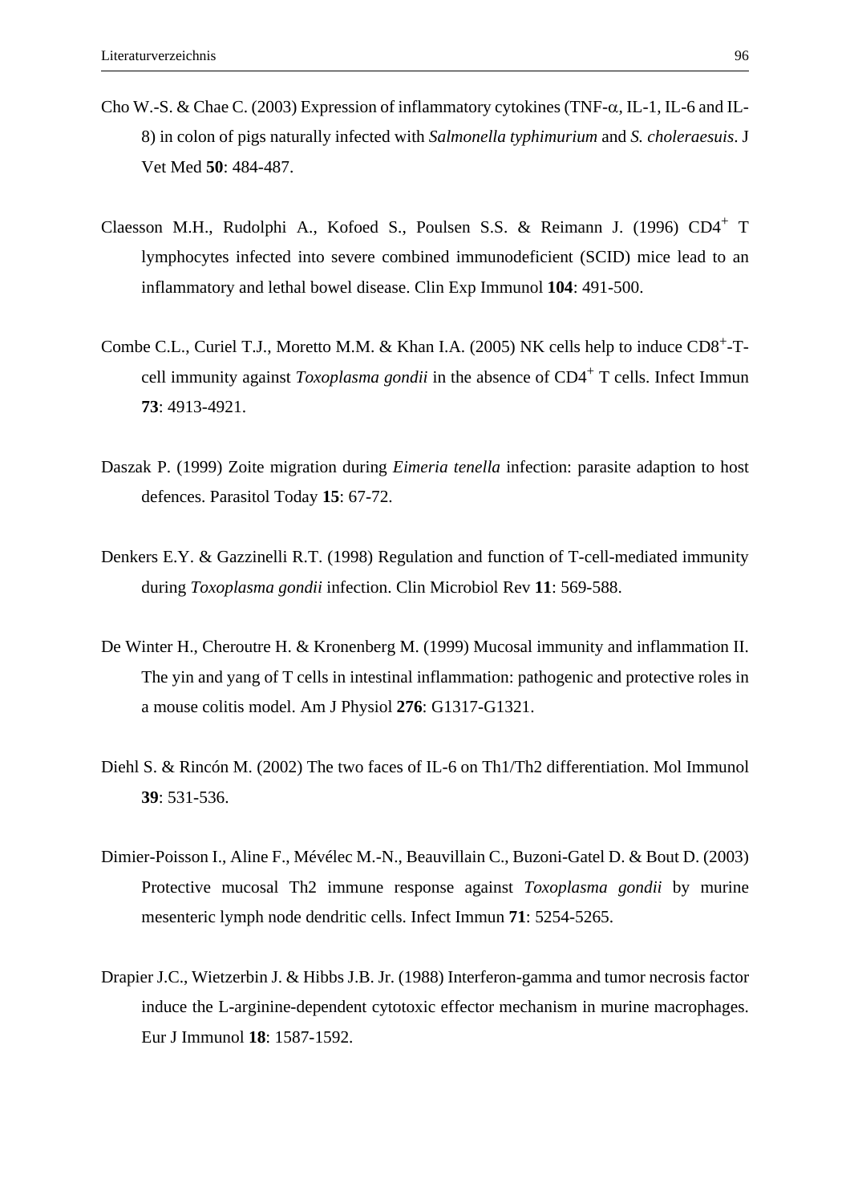Cho W.-S. & Chae C. (2003) Expression of inflammatory cytokines (TNF-$\alpha$, IL-1, IL-6 and IL-8) in colon of pigs naturally infected with *Salmonella typhimurium* and *S. choleraesuis*. J Vet Med **50**: 484-487.

Claesson M.H., Rudolphi A., Kofoed S., Poulsen S.S. & Reimann J. (1996) $CD4^+$ T lymphocytes infected into severe combined immunodeficient (SCID) mice lead to an inflammatory and lethal bowel disease. Clin Exp Immunol **104**: 491-500.

Combe C.L., Curiel T.J., Moretto M.M. & Khan I.A. (2005) NK cells help to induce $CD8^+$-T-cell immunity against *Toxoplasma gondii* in the absence of $CD4^+$ T cells. Infect Immun **73**: 4913-4921.

Daszak P. (1999) Zoite migration during *Eimeria tenella* infection: parasite adaption to host defences. Parasitol Today **15**: 67-72.

Denkers E.Y. & Gazzinelli R.T. (1998) Regulation and function of T-cell-mediated immunity during *Toxoplasma gondii* infection. Clin Microbiol Rev **11**: 569-588.

De Winter H., Cheroutre H. & Kronenberg M. (1999) Mucosal immunity and inflammation II. The yin and yang of T cells in intestinal inflammation: pathogenic and protective roles in a mouse colitis model. Am J Physiol **276**: G1317-G1321.

Diehl S. & Rincón M. (2002) The two faces of IL-6 on Th1/Th2 differentiation. Mol Immunol **39**: 531-536.

Dimier-Poisson I., Aline F., Mévélec M.-N., Beauvillain C., Buzoni-Gatel D. & Bout D. (2003) Protective mucosal Th2 immune response against *Toxoplasma gondii* by murine mesenteric lymph node dendritic cells. Infect Immun **71**: 5254-5265.

Drapier J.C., Wietzerbin J. & Hibbs J.B. Jr. (1988) Interferon-gamma and tumor necrosis factor induce the L-arginine-dependent cytotoxic effector mechanism in murine macrophages. Eur J Immunol **18**: 1587-1592.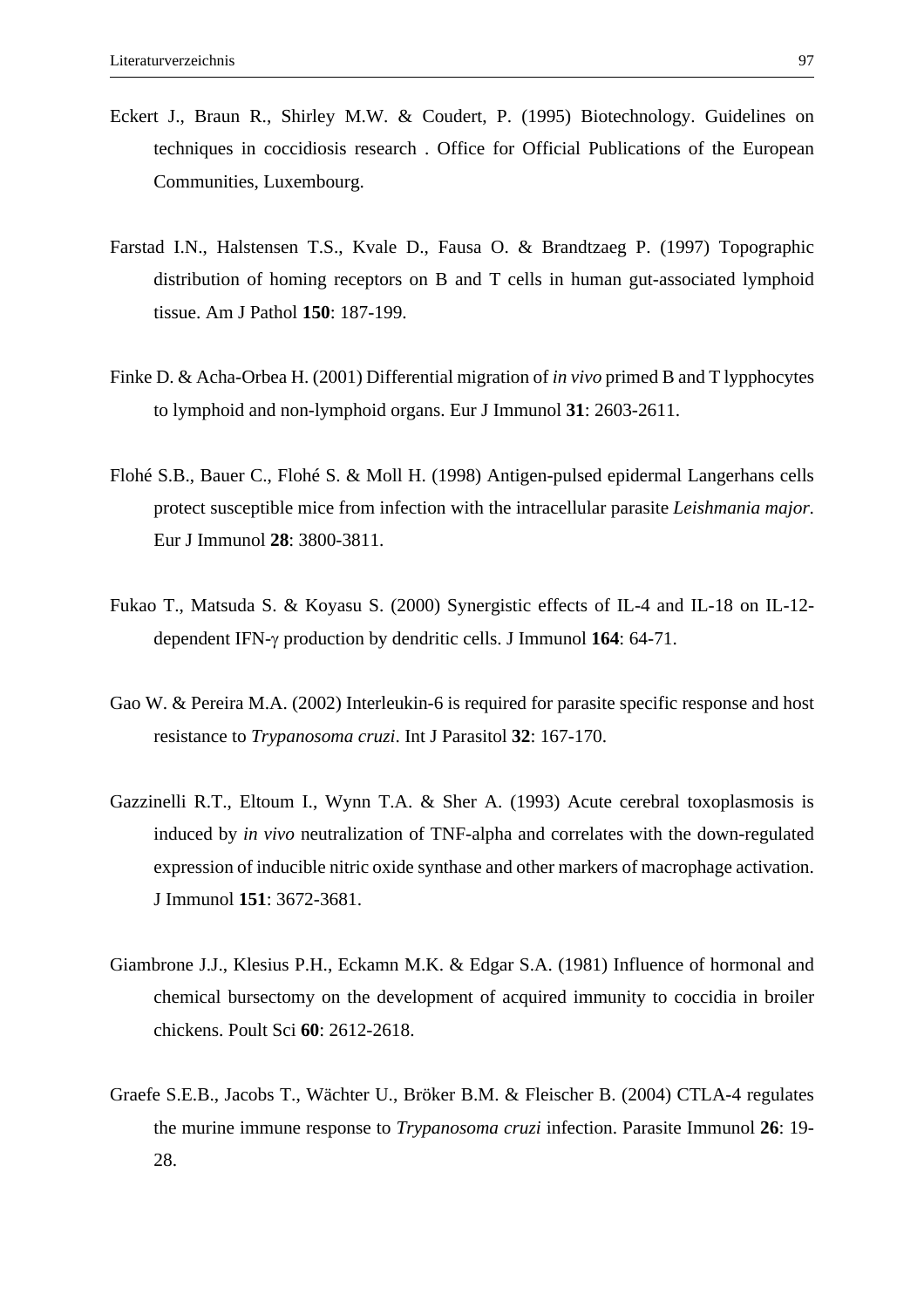Eckert J., Braun R., Shirley M.W. & Coudert, P. (1995) Biotechnology. Guidelines on techniques in coccidiosis research . Office for Official Publications of the European Communities, Luxembourg.

Farstad I.N., Halstensen T.S., Kvale D., Fausa O. & Brandtzaeg P. (1997) Topographic distribution of homing receptors on B and T cells in human gut-associated lymphoid tissue. Am J Pathol **150**: 187-199.

Finke D. & Acha-Orbea H. (2001) Differential migration of *in vivo* primed B and T lypphocytes to lymphoid and non-lymphoid organs. Eur J Immunol **31**: 2603-2611.

Flohé S.B., Bauer C., Flohé S. & Moll H. (1998) Antigen-pulsed epidermal Langerhans cells protect susceptible mice from infection with the intracellular parasite *Leishmania major*. Eur J Immunol **28**: 3800-3811.

Fukao T., Matsuda S. & Koyasu S. (2000) Synergistic effects of IL-4 and IL-18 on IL-12-dependent IFN-γ production by dendritic cells. J Immunol **164**: 64-71.

Gao W. & Pereira M.A. (2002) Interleukin-6 is required for parasite specific response and host resistance to *Trypanosoma cruzi*. Int J Parasitol **32**: 167-170.

Gazzinelli R.T., Eltoum I., Wynn T.A. & Sher A. (1993) Acute cerebral toxoplasmosis is induced by *in vivo* neutralization of TNF-alpha and correlates with the down-regulated expression of inducible nitric oxide synthase and other markers of macrophage activation. J Immunol **151**: 3672-3681.

Giambrone J.J., Klesius P.H., Eckamn M.K. & Edgar S.A. (1981) Influence of hormonal and chemical bursectomy on the development of acquired immunity to coccidia in broiler chickens. Poult Sci **60**: 2612-2618.

Graefe S.E.B., Jacobs T., Wächter U., Bröker B.M. & Fleischer B. (2004) CTLA-4 regulates the murine immune response to *Trypanosoma cruzi* infection. Parasite Immunol **26**: 19-28.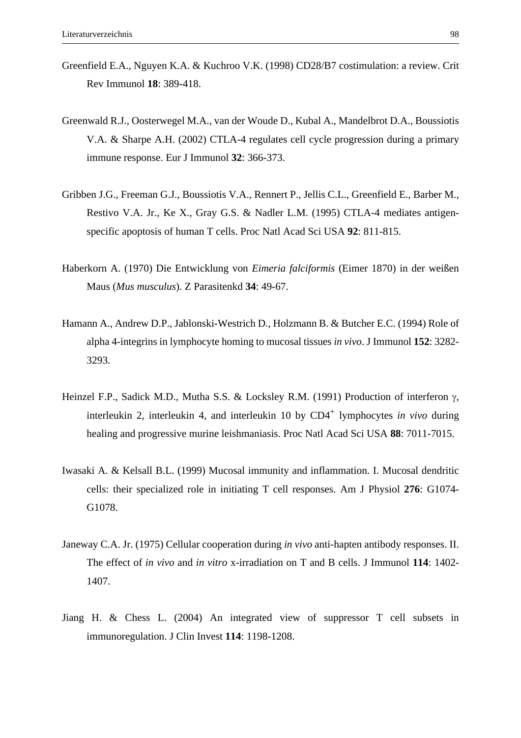Greenfield E.A., Nguyen K.A. & Kuchroo V.K. (1998) CD28/B7 costimulation: a review. Crit Rev Immunol **18**: 389-418.

Greenwald R.J., Oosterwegel M.A., van der Woude D., Kubal A., Mandelbrot D.A., Boussiotis V.A. & Sharpe A.H. (2002) CTLA-4 regulates cell cycle progression during a primary immune response. Eur J Immunol **32**: 366-373.

Gribben J.G., Freeman G.J., Boussiotis V.A., Rennert P., Jellis C.L., Greenfield E., Barber M., Restivo V.A. Jr., Ke X., Gray G.S. & Nadler L.M. (1995) CTLA-4 mediates antigen-specific apoptosis of human T cells. Proc Natl Acad Sci USA **92**: 811-815.

Haberkorn A. (1970) Die Entwicklung von *Eimeria falciformis* (Eimer 1870) in der weißen Maus (*Mus musculus*). Z Parasitenkd **34**: 49-67.

Hamann A., Andrew D.P., Jablonski-Westrich D., Holzmann B. & Butcher E.C. (1994) Role of alpha 4-integrins in lymphocyte homing to mucosal tissues *in vivo*. J Immunol **152**: 3282-3293.

Heinzel F.P., Sadick M.D., Mutha S.S. & Locksley R.M. (1991) Production of interferon $\gamma$, interleukin 2, interleukin 4, and interleukin 10 by $CD4^+$ lymphocytes *in vivo* during healing and progressive murine leishmaniasis. Proc Natl Acad Sci USA **88**: 7011-7015.

Iwasaki A. & Kelsall B.L. (1999) Mucosal immunity and inflammation. I. Mucosal dendritic cells: their specialized role in initiating T cell responses. Am J Physiol **276**: G1074-G1078.

Janeway C.A. Jr. (1975) Cellular cooperation during *in vivo* anti-hapten antibody responses. II. The effect of *in vivo* and *in vitro* x-irradiation on T and B cells. J Immunol **114**: 1402-1407.

Jiang H. & Chess L. (2004) An integrated view of suppressor T cell subsets in immunoregulation. J Clin Invest **114**: 1198-1208.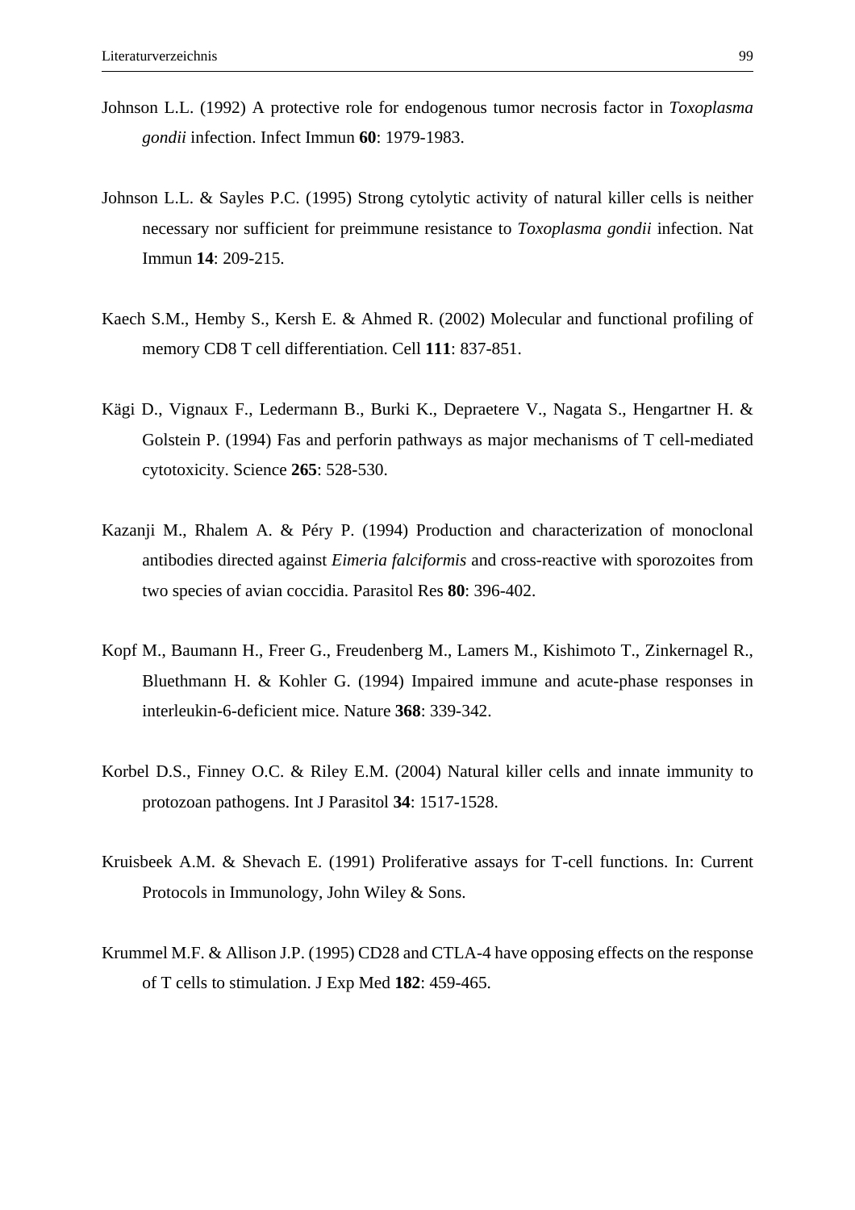Johnson L.L. (1992) A protective role for endogenous tumor necrosis factor in *Toxoplasma gondii* infection. Infect Immun **60**: 1979-1983.

Johnson L.L. & Sayles P.C. (1995) Strong cytolytic activity of natural killer cells is neither necessary nor sufficient for preimmune resistance to *Toxoplasma gondii* infection. Nat Immun **14**: 209-215.

Kaech S.M., Hemby S., Kersh E. & Ahmed R. (2002) Molecular and functional profiling of memory CD8 T cell differentiation. Cell **111**: 837-851.

Kägi D., Vignaux F., Ledermann B., Burki K., Depraetere V., Nagata S., Hengartner H. & Golstein P. (1994) Fas and perforin pathways as major mechanisms of T cell-mediated cytotoxicity. Science **265**: 528-530.

Kazanji M., Rhalem A. & Péry P. (1994) Production and characterization of monoclonal antibodies directed against *Eimeria falciformis* and cross-reactive with sporozoites from two species of avian coccidia. Parasitol Res **80**: 396-402.

Kopf M., Baumann H., Freer G., Freudenberg M., Lamers M., Kishimoto T., Zinkernagel R., Bluethmann H. & Kohler G. (1994) Impaired immune and acute-phase responses in interleukin-6-deficient mice. Nature **368**: 339-342.

Korbel D.S., Finney O.C. & Riley E.M. (2004) Natural killer cells and innate immunity to protozoan pathogens. Int J Parasitol **34**: 1517-1528.

Kruisbeek A.M. & Shevach E. (1991) Proliferative assays for T-cell functions. In: Current Protocols in Immunology, John Wiley & Sons.

Krummel M.F. & Allison J.P. (1995) CD28 and CTLA-4 have opposing effects on the response of T cells to stimulation. J Exp Med **182**: 459-465.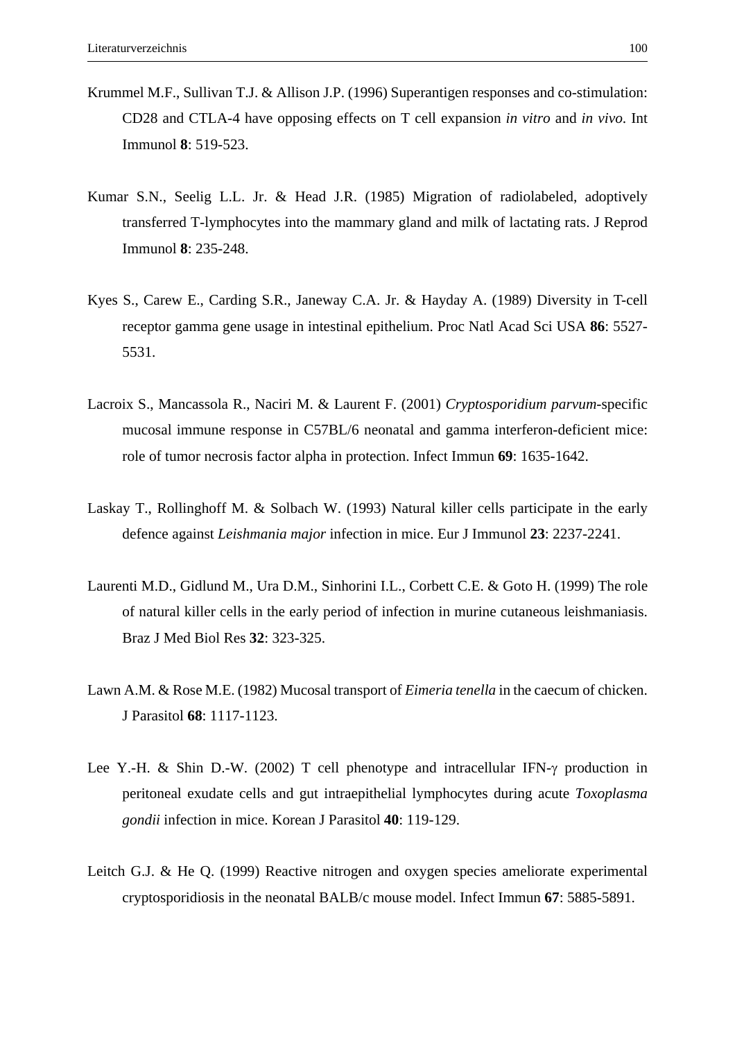Krummel M.F., Sullivan T.J. & Allison J.P. (1996) Superantigen responses and co-stimulation: CD28 and CTLA-4 have opposing effects on T cell expansion *in vitro* and *in vivo*. Int Immunol **8**: 519-523.

Kumar S.N., Seelig L.L. Jr. & Head J.R. (1985) Migration of radiolabeled, adoptively transferred T-lymphocytes into the mammary gland and milk of lactating rats. J Reprod Immunol **8**: 235-248.

Kyes S., Carew E., Carding S.R., Janeway C.A. Jr. & Hayday A. (1989) Diversity in T-cell receptor gamma gene usage in intestinal epithelium. Proc Natl Acad Sci USA **86**: 5527-5531.

Lacroix S., Mancassola R., Naciri M. & Laurent F. (2001) *Cryptosporidium parvum*-specific mucosal immune response in C57BL/6 neonatal and gamma interferon-deficient mice: role of tumor necrosis factor alpha in protection. Infect Immun **69**: 1635-1642.

Laskay T., Rollinghoff M. & Solbach W. (1993) Natural killer cells participate in the early defence against *Leishmania major* infection in mice. Eur J Immunol **23**: 2237-2241.

Laurenti M.D., Gidlund M., Ura D.M., Sinhorini I.L., Corbett C.E. & Goto H. (1999) The role of natural killer cells in the early period of infection in murine cutaneous leishmaniasis. Braz J Med Biol Res **32**: 323-325.

Lawn A.M. & Rose M.E. (1982) Mucosal transport of *Eimeria tenella* in the caecum of chicken. J Parasitol **68**: 1117-1123.

Lee Y.-H. & Shin D.-W. (2002) T cell phenotype and intracellular IFN-γ production in peritoneal exudate cells and gut intraepithelial lymphocytes during acute *Toxoplasma gondii* infection in mice. Korean J Parasitol **40**: 119-129.

Leitch G.J. & He Q. (1999) Reactive nitrogen and oxygen species ameliorate experimental cryptosporidiosis in the neonatal BALB/c mouse model. Infect Immun **67**: 5885-5891.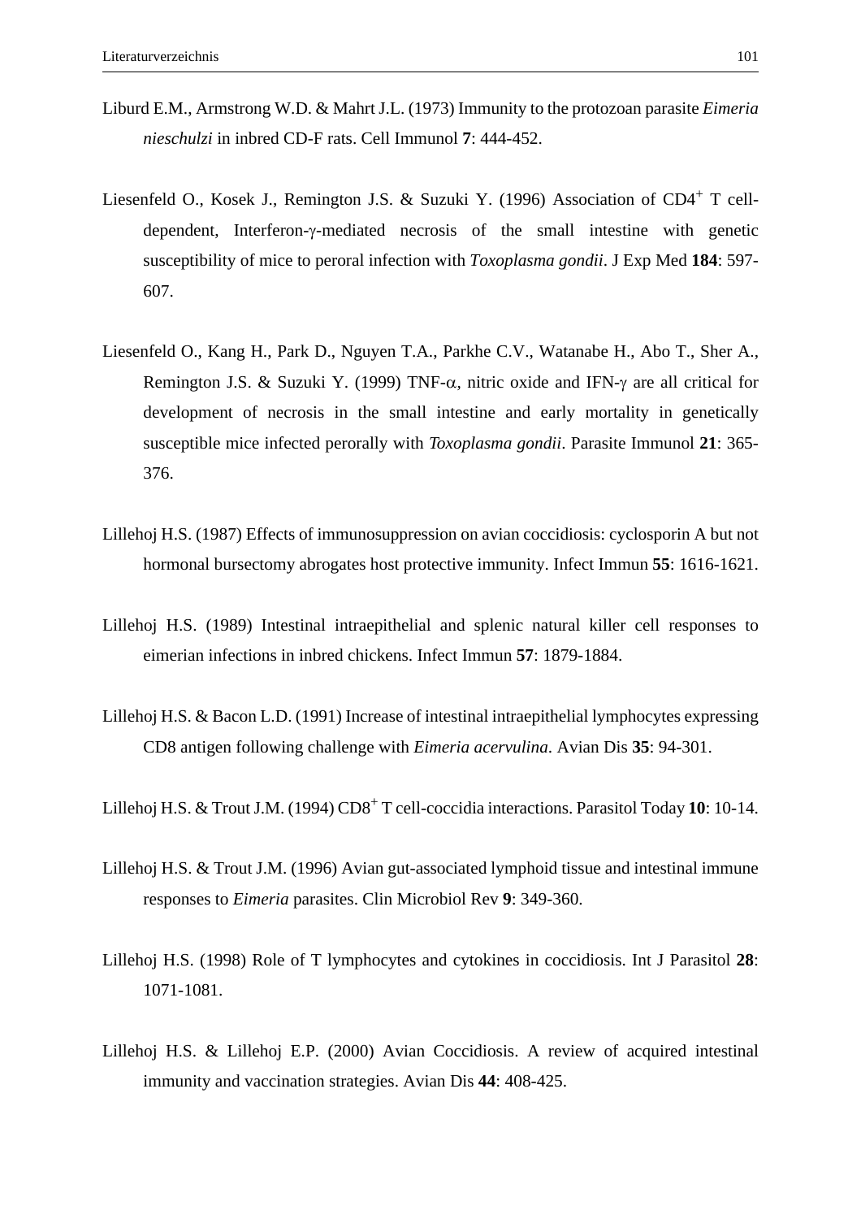Liburd E.M., Armstrong W.D. & Mahrt J.L. (1973) Immunity to the protozoan parasite *Eimeria nieschulzi* in inbred CD-F rats. Cell Immunol **7**: 444-452.

Liesenfeld O., Kosek J., Remington J.S. & Suzuki Y. (1996) Association of $CD4^+$ T cell-dependent, Interferon-γ-mediated necrosis of the small intestine with genetic susceptibility of mice to peroral infection with *Toxoplasma gondii*. J Exp Med **184**: 597-607.

Liesenfeld O., Kang H., Park D., Nguyen T.A., Parkhe C.V., Watanabe H., Abo T., Sher A., Remington J.S. & Suzuki Y. (1999) TNF-α, nitric oxide and IFN-γ are all critical for development of necrosis in the small intestine and early mortality in genetically susceptible mice infected perorally with *Toxoplasma gondii*. Parasite Immunol **21**: 365-376.

Lillehoj H.S. (1987) Effects of immunosuppression on avian coccidiosis: cyclosporin A but not hormonal bursectomy abrogates host protective immunity. Infect Immun **55**: 1616-1621.

Lillehoj H.S. (1989) Intestinal intraepithelial and splenic natural killer cell responses to eimerian infections in inbred chickens. Infect Immun **57**: 1879-1884.

Lillehoj H.S. & Bacon L.D. (1991) Increase of intestinal intraepithelial lymphocytes expressing CD8 antigen following challenge with *Eimeria acervulina*. Avian Dis **35**: 94-301.

Lillehoj H.S. & Trout J.M. (1994) $CD8^+$ T cell-coccidia interactions. Parasitol Today **10**: 10-14.

Lillehoj H.S. & Trout J.M. (1996) Avian gut-associated lymphoid tissue and intestinal immune responses to *Eimeria* parasites. Clin Microbiol Rev **9**: 349-360.

Lillehoj H.S. (1998) Role of T lymphocytes and cytokines in coccidiosis. Int J Parasitol **28**: 1071-1081.

Lillehoj H.S. & Lillehoj E.P. (2000) Avian Coccidiosis. A review of acquired intestinal immunity and vaccination strategies. Avian Dis **44**: 408-425.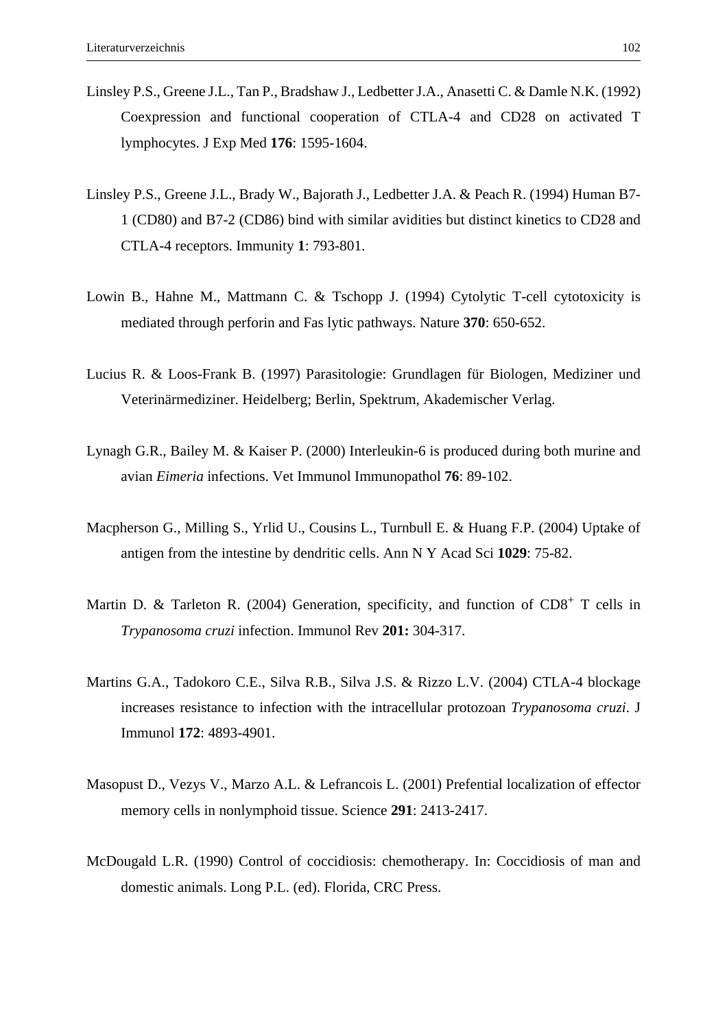Linsley P.S., Greene J.L., Tan P., Bradshaw J., Ledbetter J.A., Anasetti C. & Damle N.K. (1992) Coexpression and functional cooperation of CTLA-4 and CD28 on activated T lymphocytes. J Exp Med **176**: 1595-1604.

Linsley P.S., Greene J.L., Brady W., Bajorath J., Ledbetter J.A. & Peach R. (1994) Human B7-1 (CD80) and B7-2 (CD86) bind with similar avidities but distinct kinetics to CD28 and CTLA-4 receptors. Immunity **1**: 793-801.

Lowin B., Hahne M., Mattmann C. & Tschopp J. (1994) Cytolytic T-cell cytotoxicity is mediated through perforin and Fas lytic pathways. Nature **370**: 650-652.

Lucius R. & Loos-Frank B. (1997) Parasitologie: Grundlagen für Biologen, Mediziner und Veterinärmediziner. Heidelberg; Berlin, Spektrum, Akademischer Verlag.

Lynagh G.R., Bailey M. & Kaiser P. (2000) Interleukin-6 is produced during both murine and avian *Eimeria* infections. Vet Immunol Immunopathol **76**: 89-102.

Macpherson G., Milling S., Yrlid U., Cousins L., Turnbull E. & Huang F.P. (2004) Uptake of antigen from the intestine by dendritic cells. Ann N Y Acad Sci **1029**: 75-82.

Martin D. & Tarleton R. (2004) Generation, specificity, and function of $CD8^+$ T cells in *Trypanosoma cruzi* infection. Immunol Rev **201:** 304-317.

Martins G.A., Tadokoro C.E., Silva R.B., Silva J.S. & Rizzo L.V. (2004) CTLA-4 blockage increases resistance to infection with the intracellular protozoan *Trypanosoma cruzi*. J Immunol **172**: 4893-4901.

Masopust D., Vezys V., Marzo A.L. & Lefrancois L. (2001) Prefential localization of effector memory cells in nonlymphoid tissue. Science **291**: 2413-2417.

McDougald L.R. (1990) Control of coccidiosis: chemotherapy. In: Coccidiosis of man and domestic animals. Long P.L. (ed). Florida, CRC Press.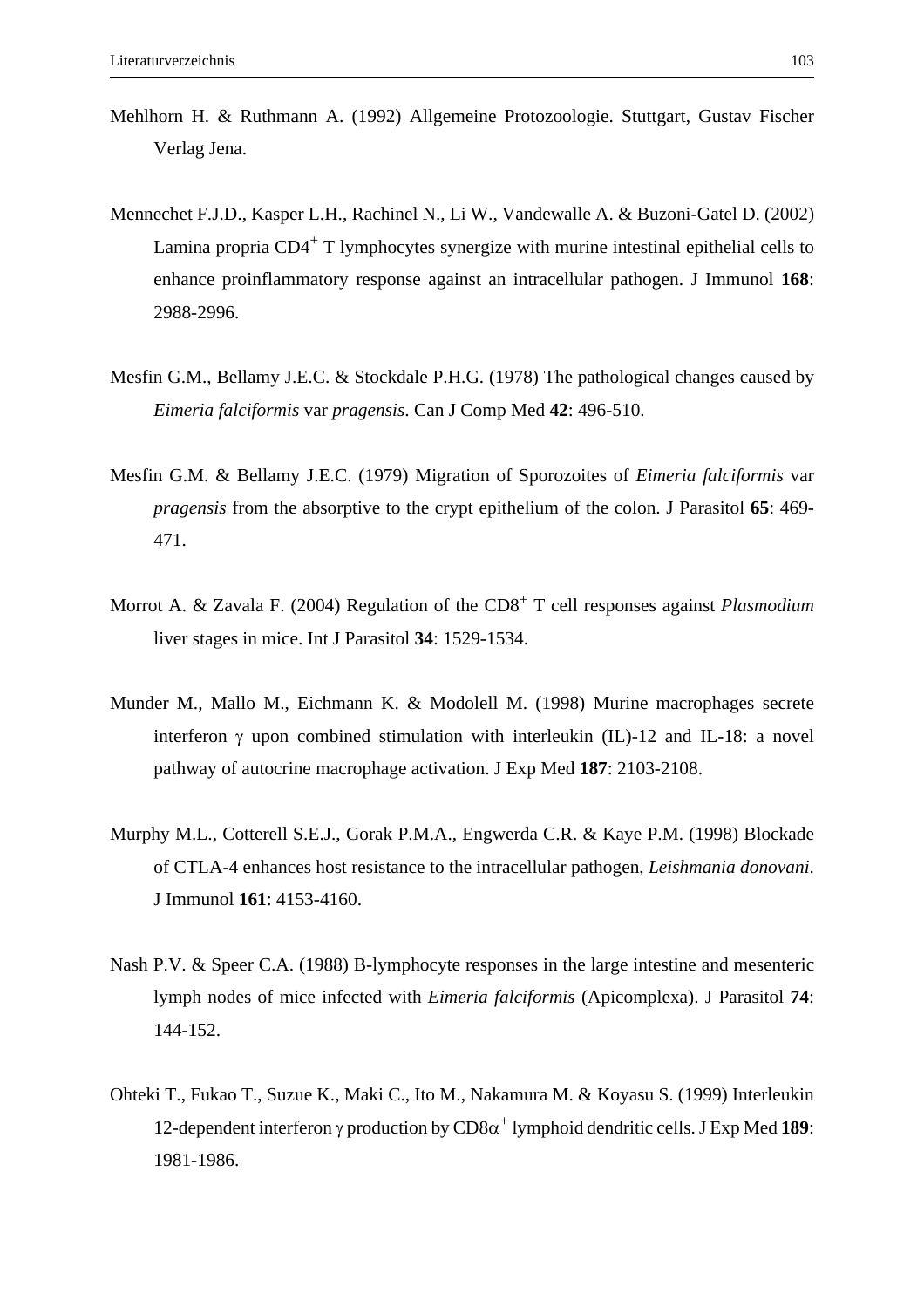Mehlhorn H. & Ruthmann A. (1992) Allgemeine Protozoologie. Stuttgart, Gustav Fischer Verlag Jena.

Mennechet F.J.D., Kasper L.H., Rachinel N., Li W., Vandewalle A. & Buzoni-Gatel D. (2002) Lamina propria $CD4^+$ T lymphocytes synergize with murine intestinal epithelial cells to enhance proinflammatory response against an intracellular pathogen. J Immunol **168**: 2988-2996.

Mesfin G.M., Bellamy J.E.C. & Stockdale P.H.G. (1978) The pathological changes caused by *Eimeria falciformis* var *pragensis*. Can J Comp Med **42**: 496-510.

Mesfin G.M. & Bellamy J.E.C. (1979) Migration of Sporozoites of *Eimeria falciformis* var *pragensis* from the absorptive to the crypt epithelium of the colon. J Parasitol **65**: 469-471.

Morrot A. & Zavala F. (2004) Regulation of the $CD8^+$ T cell responses against *Plasmodium* liver stages in mice. Int J Parasitol **34**: 1529-1534.

Munder M., Mallo M., Eichmann K. & Modolell M. (1998) Murine macrophages secrete interferon $\gamma$ upon combined stimulation with interleukin (IL)-12 and IL-18: a novel pathway of autocrine macrophage activation. J Exp Med **187**: 2103-2108.

Murphy M.L., Cotterell S.E.J., Gorak P.M.A., Engwerda C.R. & Kaye P.M. (1998) Blockade of CTLA-4 enhances host resistance to the intracellular pathogen, *Leishmania donovani*. J Immunol **161**: 4153-4160.

Nash P.V. & Speer C.A. (1988) B-lymphocyte responses in the large intestine and mesenteric lymph nodes of mice infected with *Eimeria falciformis* (Apicomplexa). J Parasitol **74**: 144-152.

Ohteki T., Fukao T., Suzue K., Maki C., Ito M., Nakamura M. & Koyasu S. (1999) Interleukin 12-dependent interferon $\gamma$ production by $CD8\alpha^+$ lymphoid dendritic cells. J Exp Med **189**: 1981-1986.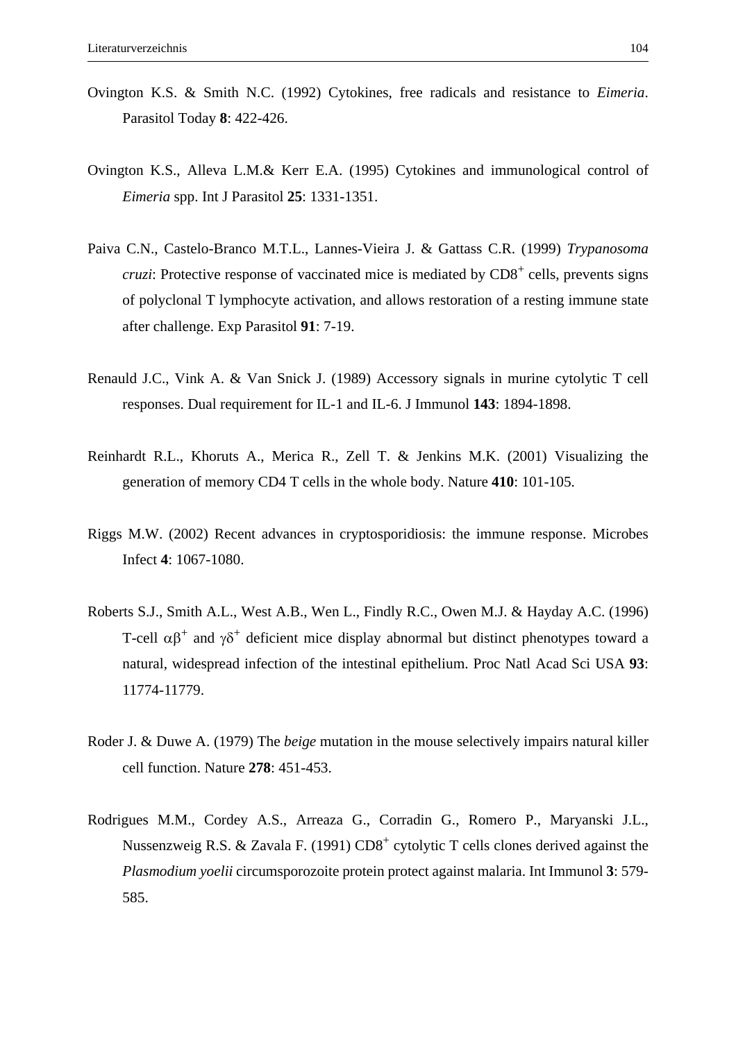Ovington K.S. & Smith N.C. (1992) Cytokines, free radicals and resistance to *Eimeria*. Parasitol Today **8**: 422-426.

Ovington K.S., Alleva L.M.& Kerr E.A. (1995) Cytokines and immunological control of *Eimeria* spp. Int J Parasitol **25**: 1331-1351.

Paiva C.N., Castelo-Branco M.T.L., Lannes-Vieira J. & Gattass C.R. (1999) *Trypanosoma cruzi*: Protective response of vaccinated mice is mediated by $CD8^+$ cells, prevents signs of polyclonal T lymphocyte activation, and allows restoration of a resting immune state after challenge. Exp Parasitol **91**: 7-19.

Renauld J.C., Vink A. & Van Snick J. (1989) Accessory signals in murine cytolytic T cell responses. Dual requirement for IL-1 and IL-6. J Immunol **143**: 1894-1898.

Reinhardt R.L., Khoruts A., Merica R., Zell T. & Jenkins M.K. (2001) Visualizing the generation of memory CD4 T cells in the whole body. Nature **410**: 101-105.

Riggs M.W. (2002) Recent advances in cryptosporidiosis: the immune response. Microbes Infect **4**: 1067-1080.

Roberts S.J., Smith A.L., West A.B., Wen L., Findly R.C., Owen M.J. & Hayday A.C. (1996) T-cell $\alpha\beta^+$ and $\gamma\delta^+$ deficient mice display abnormal but distinct phenotypes toward a natural, widespread infection of the intestinal epithelium. Proc Natl Acad Sci USA **93**: 11774-11779.

Roder J. & Duwe A. (1979) The *beige* mutation in the mouse selectively impairs natural killer cell function. Nature **278**: 451-453.

Rodrigues M.M., Cordey A.S., Arreaza G., Corradin G., Romero P., Maryanski J.L., Nussenzweig R.S. & Zavala F. (1991) $CD8^+$ cytolytic T cells clones derived against the *Plasmodium yoelii* circumsporozoite protein protect against malaria. Int Immunol **3**: 579-585.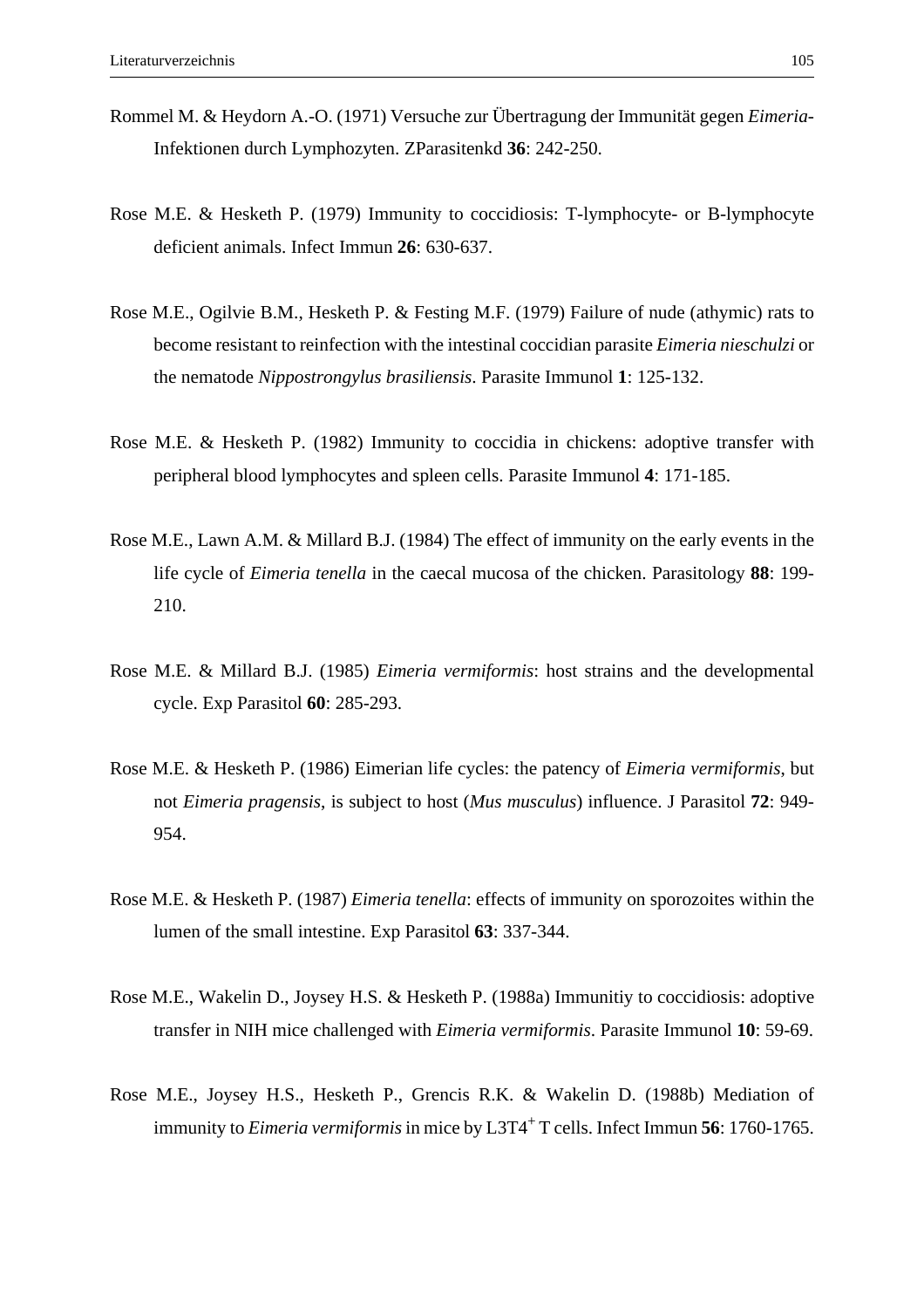Rommel M. & Heydorn A.-O. (1971) Versuche zur Übertragung der Immunität gegen *Eimeria*-Infektionen durch Lymphozyten. ZParasitenkd **36**: 242-250.

Rose M.E. & Hesketh P. (1979) Immunity to coccidiosis: T-lymphocyte- or B-lymphocyte deficient animals. Infect Immun **26**: 630-637.

Rose M.E., Ogilvie B.M., Hesketh P. & Festing M.F. (1979) Failure of nude (athymic) rats to become resistant to reinfection with the intestinal coccidian parasite *Eimeria nieschulzi* or the nematode *Nippostrongylus brasiliensis*. Parasite Immunol **1**: 125-132.

Rose M.E. & Hesketh P. (1982) Immunity to coccidia in chickens: adoptive transfer with peripheral blood lymphocytes and spleen cells. Parasite Immunol **4**: 171-185.

Rose M.E., Lawn A.M. & Millard B.J. (1984) The effect of immunity on the early events in the life cycle of *Eimeria tenella* in the caecal mucosa of the chicken. Parasitology **88**: 199-210.

Rose M.E. & Millard B.J. (1985) *Eimeria vermiformis*: host strains and the developmental cycle. Exp Parasitol **60**: 285-293.

Rose M.E. & Hesketh P. (1986) Eimerian life cycles: the patency of *Eimeria vermiformis*, but not *Eimeria pragensis*, is subject to host (*Mus musculus*) influence. J Parasitol **72**: 949-954.

Rose M.E. & Hesketh P. (1987) *Eimeria tenella*: effects of immunity on sporozoites within the lumen of the small intestine. Exp Parasitol **63**: 337-344.

Rose M.E., Wakelin D., Joysey H.S. & Hesketh P. (1988a) Immunitiy to coccidiosis: adoptive transfer in NIH mice challenged with *Eimeria vermiformis*. Parasite Immunol **10**: 59-69.

Rose M.E., Joysey H.S., Hesketh P., Grencis R.K. & Wakelin D. (1988b) Mediation of immunity to *Eimeria vermiformis* in mice by $L3T4^+$ T cells. Infect Immun **56**: 1760-1765.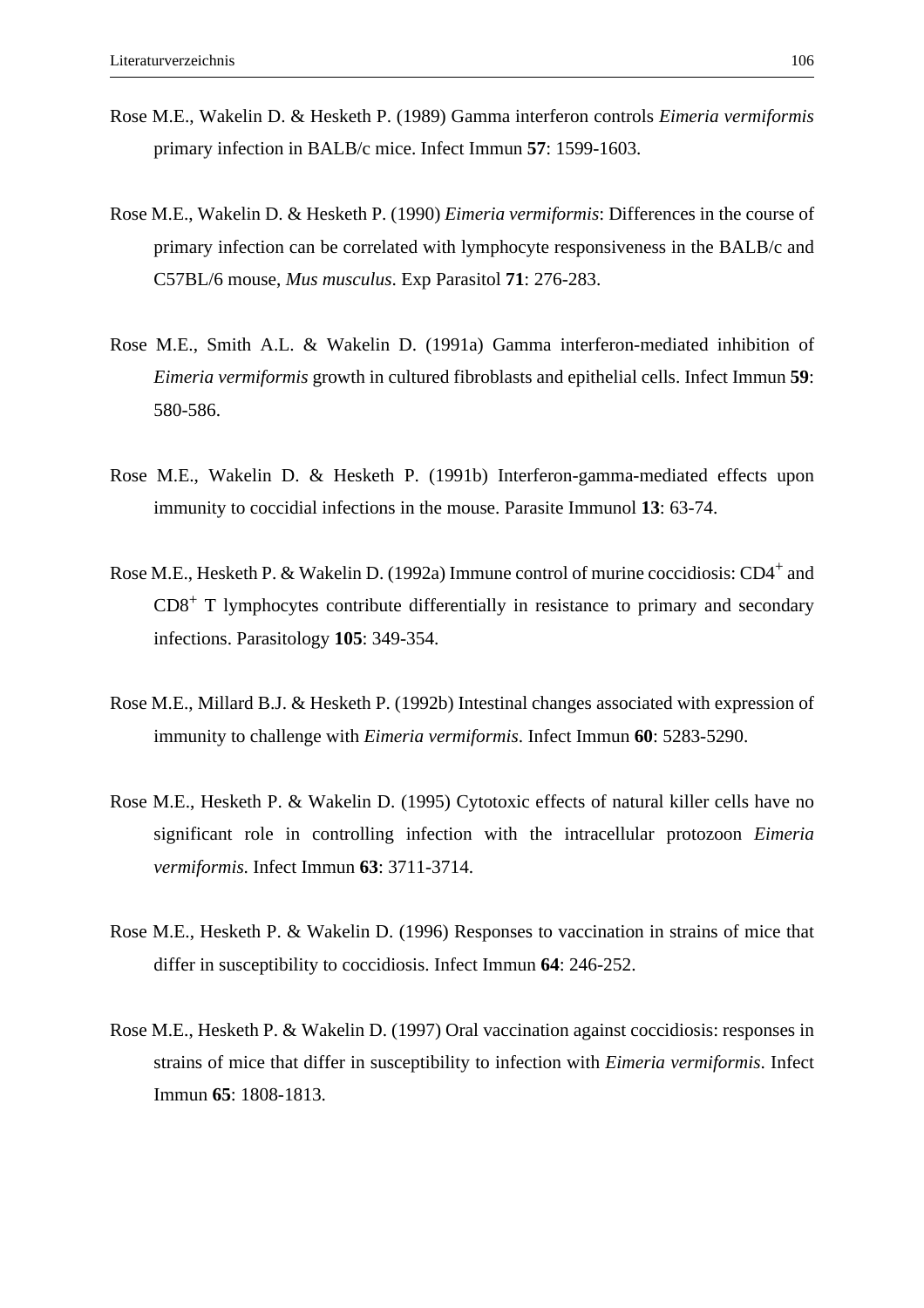Rose M.E., Wakelin D. & Hesketh P. (1989) Gamma interferon controls *Eimeria vermiformis* primary infection in BALB/c mice. Infect Immun **57**: 1599-1603.

Rose M.E., Wakelin D. & Hesketh P. (1990) *Eimeria vermiformis*: Differences in the course of primary infection can be correlated with lymphocyte responsiveness in the BALB/c and C57BL/6 mouse, *Mus musculus*. Exp Parasitol **71**: 276-283.

Rose M.E., Smith A.L. & Wakelin D. (1991a) Gamma interferon-mediated inhibition of *Eimeria vermiformis* growth in cultured fibroblasts and epithelial cells. Infect Immun **59**: 580-586.

Rose M.E., Wakelin D. & Hesketh P. (1991b) Interferon-gamma-mediated effects upon immunity to coccidial infections in the mouse. Parasite Immunol **13**: 63-74.

Rose M.E., Hesketh P. & Wakelin D. (1992a) Immune control of murine coccidiosis: $CD4^+$ and $CD8^+$ T lymphocytes contribute differentially in resistance to primary and secondary infections. Parasitology **105**: 349-354.

Rose M.E., Millard B.J. & Hesketh P. (1992b) Intestinal changes associated with expression of immunity to challenge with *Eimeria vermiformis*. Infect Immun **60**: 5283-5290.

Rose M.E., Hesketh P. & Wakelin D. (1995) Cytotoxic effects of natural killer cells have no significant role in controlling infection with the intracellular protozoon *Eimeria vermiformis*. Infect Immun **63**: 3711-3714.

Rose M.E., Hesketh P. & Wakelin D. (1996) Responses to vaccination in strains of mice that differ in susceptibility to coccidiosis. Infect Immun **64**: 246-252.

Rose M.E., Hesketh P. & Wakelin D. (1997) Oral vaccination against coccidiosis: responses in strains of mice that differ in susceptibility to infection with *Eimeria vermiformis*. Infect Immun **65**: 1808-1813.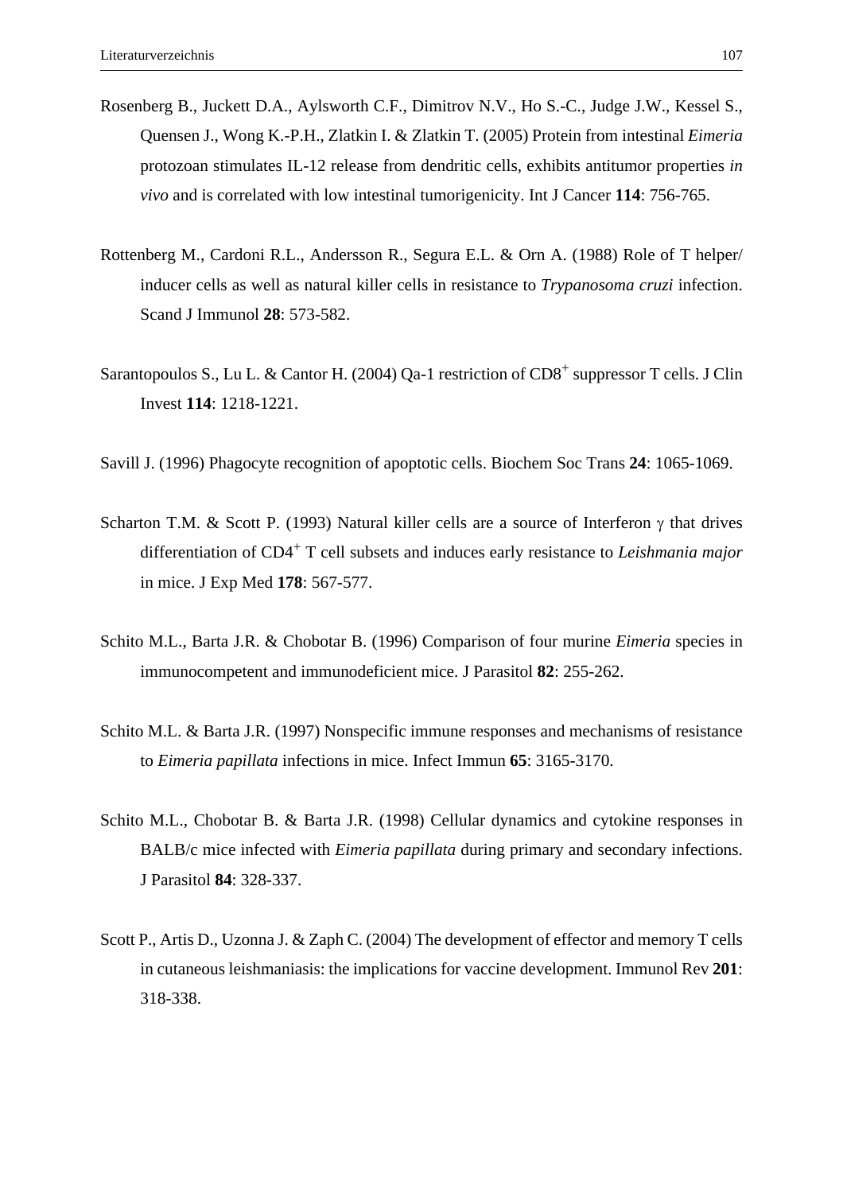Rosenberg B., Juckett D.A., Aylsworth C.F., Dimitrov N.V., Ho S.-C., Judge J.W., Kessel S., Quensen J., Wong K.-P.H., Zlatkin I. & Zlatkin T. (2005) Protein from intestinal *Eimeria* protozoan stimulates IL-12 release from dendritic cells, exhibits antitumor properties *in vivo* and is correlated with low intestinal tumorigenicity. Int J Cancer **114**: 756-765.

Rottenberg M., Cardoni R.L., Andersson R., Segura E.L. & Orn A. (1988) Role of T helper/ inducer cells as well as natural killer cells in resistance to *Trypanosoma cruzi* infection. Scand J Immunol **28**: 573-582.

Sarantopoulos S., Lu L. & Cantor H. (2004) Qa-1 restriction of $CD8^+$ suppressor T cells. J Clin Invest **114**: 1218-1221.

Savill J. (1996) Phagocyte recognition of apoptotic cells. Biochem Soc Trans **24**: 1065-1069.

Scharton T.M. & Scott P. (1993) Natural killer cells are a source of Interferon $\gamma$ that drives differentiation of $CD4^+$ T cell subsets and induces early resistance to *Leishmania major* in mice. J Exp Med **178**: 567-577.

Schito M.L., Barta J.R. & Chobotar B. (1996) Comparison of four murine *Eimeria* species in immunocompetent and immunodeficient mice. J Parasitol **82**: 255-262.

Schito M.L. & Barta J.R. (1997) Nonspecific immune responses and mechanisms of resistance to *Eimeria papillata* infections in mice. Infect Immun **65**: 3165-3170.

Schito M.L., Chobotar B. & Barta J.R. (1998) Cellular dynamics and cytokine responses in BALB/c mice infected with *Eimeria papillata* during primary and secondary infections. J Parasitol **84**: 328-337.

Scott P., Artis D., Uzonna J. & Zaph C. (2004) The development of effector and memory T cells in cutaneous leishmaniasis: the implications for vaccine development. Immunol Rev **201**: 318-338.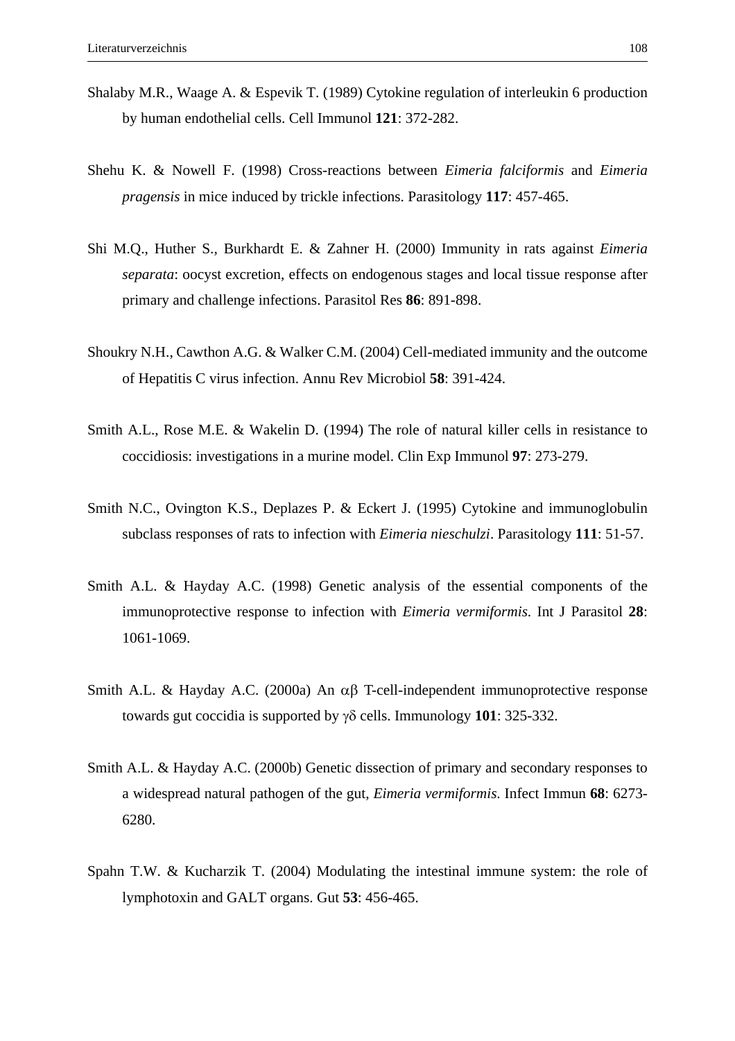Shalaby M.R., Waage A. & Espevik T. (1989) Cytokine regulation of interleukin 6 production by human endothelial cells. Cell Immunol **121**: 372-282.

Shehu K. & Nowell F. (1998) Cross-reactions between *Eimeria falciformis* and *Eimeria pragensis* in mice induced by trickle infections. Parasitology **117**: 457-465.

Shi M.Q., Huther S., Burkhardt E. & Zahner H. (2000) Immunity in rats against *Eimeria separata*: oocyst excretion, effects on endogenous stages and local tissue response after primary and challenge infections. Parasitol Res **86**: 891-898.

Shoukry N.H., Cawthon A.G. & Walker C.M. (2004) Cell-mediated immunity and the outcome of Hepatitis C virus infection. Annu Rev Microbiol **58**: 391-424.

Smith A.L., Rose M.E. & Wakelin D. (1994) The role of natural killer cells in resistance to coccidiosis: investigations in a murine model. Clin Exp Immunol **97**: 273-279.

Smith N.C., Ovington K.S., Deplazes P. & Eckert J. (1995) Cytokine and immunoglobulin subclass responses of rats to infection with *Eimeria nieschulzi*. Parasitology **111**: 51-57.

Smith A.L. & Hayday A.C. (1998) Genetic analysis of the essential components of the immunoprotective response to infection with *Eimeria vermiformis.* Int J Parasitol **28**: 1061-1069.

Smith A.L. & Hayday A.C. (2000a) An αβ T-cell-independent immunoprotective response towards gut coccidia is supported by γδ cells. Immunology **101**: 325-332.

Smith A.L. & Hayday A.C. (2000b) Genetic dissection of primary and secondary responses to a widespread natural pathogen of the gut, *Eimeria vermiformis.* Infect Immun **68**: 6273-6280.

Spahn T.W. & Kucharzik T. (2004) Modulating the intestinal immune system: the role of lymphotoxin and GALT organs. Gut **53**: 456-465.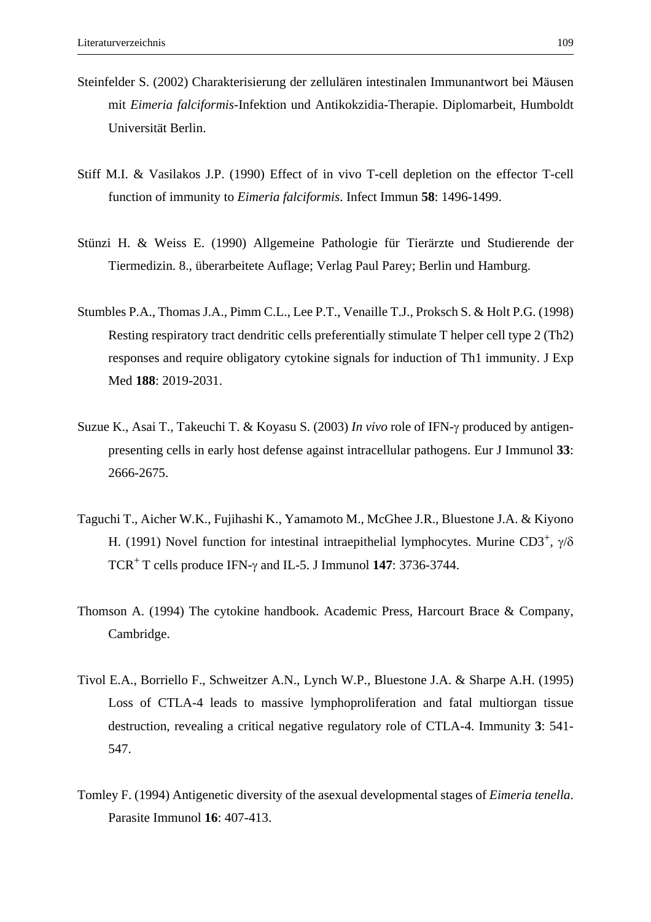Steinfelder S. (2002) Charakterisierung der zellulären intestinalen Immunantwort bei Mäusen mit *Eimeria falciformis*-Infektion und Antikokzidia-Therapie. Diplomarbeit, Humboldt Universität Berlin.

Stiff M.I. & Vasilakos J.P. (1990) Effect of in vivo T-cell depletion on the effector T-cell function of immunity to *Eimeria falciformis*. Infect Immun **58**: 1496-1499.

Stünzi H. & Weiss E. (1990) Allgemeine Pathologie für Tierärzte und Studierende der Tiermedizin. 8., überarbeitete Auflage; Verlag Paul Parey; Berlin und Hamburg.

Stumbles P.A., Thomas J.A., Pimm C.L., Lee P.T., Venaille T.J., Proksch S. & Holt P.G. (1998) Resting respiratory tract dendritic cells preferentially stimulate T helper cell type 2 (Th2) responses and require obligatory cytokine signals for induction of Th1 immunity. J Exp Med **188**: 2019-2031.

Suzue K., Asai T., Takeuchi T. & Koyasu S. (2003) *In vivo* role of IFN-γ produced by antigen-presenting cells in early host defense against intracellular pathogens. Eur J Immunol **33**: 2666-2675.

Taguchi T., Aicher W.K., Fujihashi K., Yamamoto M., McGhee J.R., Bluestone J.A. & Kiyono H. (1991) Novel function for intestinal intraepithelial lymphocytes. Murine $CD3^+$, γ/δ $TCR^+$ T cells produce IFN-γ and IL-5. J Immunol **147**: 3736-3744.

Thomson A. (1994) The cytokine handbook. Academic Press, Harcourt Brace & Company, Cambridge.

Tivol E.A., Borriello F., Schweitzer A.N., Lynch W.P., Bluestone J.A. & Sharpe A.H. (1995) Loss of CTLA-4 leads to massive lymphoproliferation and fatal multiorgan tissue destruction, revealing a critical negative regulatory role of CTLA-4. Immunity **3**: 541-547.

Tomley F. (1994) Antigenetic diversity of the asexual developmental stages of *Eimeria tenella*. Parasite Immunol **16**: 407-413.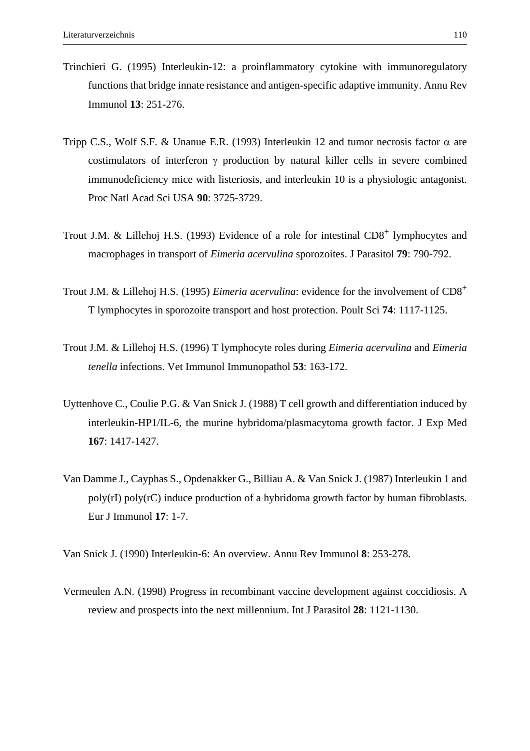Trinchieri G. (1995) Interleukin-12: a proinflammatory cytokine with immunoregulatory functions that bridge innate resistance and antigen-specific adaptive immunity. Annu Rev Immunol **13**: 251-276.

Tripp C.S., Wolf S.F. & Unanue E.R. (1993) Interleukin 12 and tumor necrosis factor $\alpha$ are costimulators of interferon $\gamma$ production by natural killer cells in severe combined immunodeficiency mice with listeriosis, and interleukin 10 is a physiologic antagonist. Proc Natl Acad Sci USA **90**: 3725-3729.

Trout J.M. & Lillehoj H.S. (1993) Evidence of a role for intestinal $CD8^+$ lymphocytes and macrophages in transport of *Eimeria acervulina* sporozoites. J Parasitol **79**: 790-792.

Trout J.M. & Lillehoj H.S. (1995) *Eimeria acervulina*: evidence for the involvement of $CD8^+$ T lymphocytes in sporozoite transport and host protection. Poult Sci **74**: 1117-1125.

Trout J.M. & Lillehoj H.S. (1996) T lymphocyte roles during *Eimeria acervulina* and *Eimeria tenella* infections. Vet Immunol Immunopathol **53**: 163-172.

Uyttenhove C., Coulie P.G. & Van Snick J. (1988) T cell growth and differentiation induced by interleukin-HP1/IL-6, the murine hybridoma/plasmacytoma growth factor. J Exp Med **167**: 1417-1427.

Van Damme J., Cayphas S., Opdenakker G., Billiau A. & Van Snick J. (1987) Interleukin 1 and poly(rI) poly(rC) induce production of a hybridoma growth factor by human fibroblasts. Eur J Immunol **17**: 1-7.

Van Snick J. (1990) Interleukin-6: An overview. Annu Rev Immunol **8**: 253-278.

Vermeulen A.N. (1998) Progress in recombinant vaccine development against coccidiosis. A review and prospects into the next millennium. Int J Parasitol **28**: 1121-1130.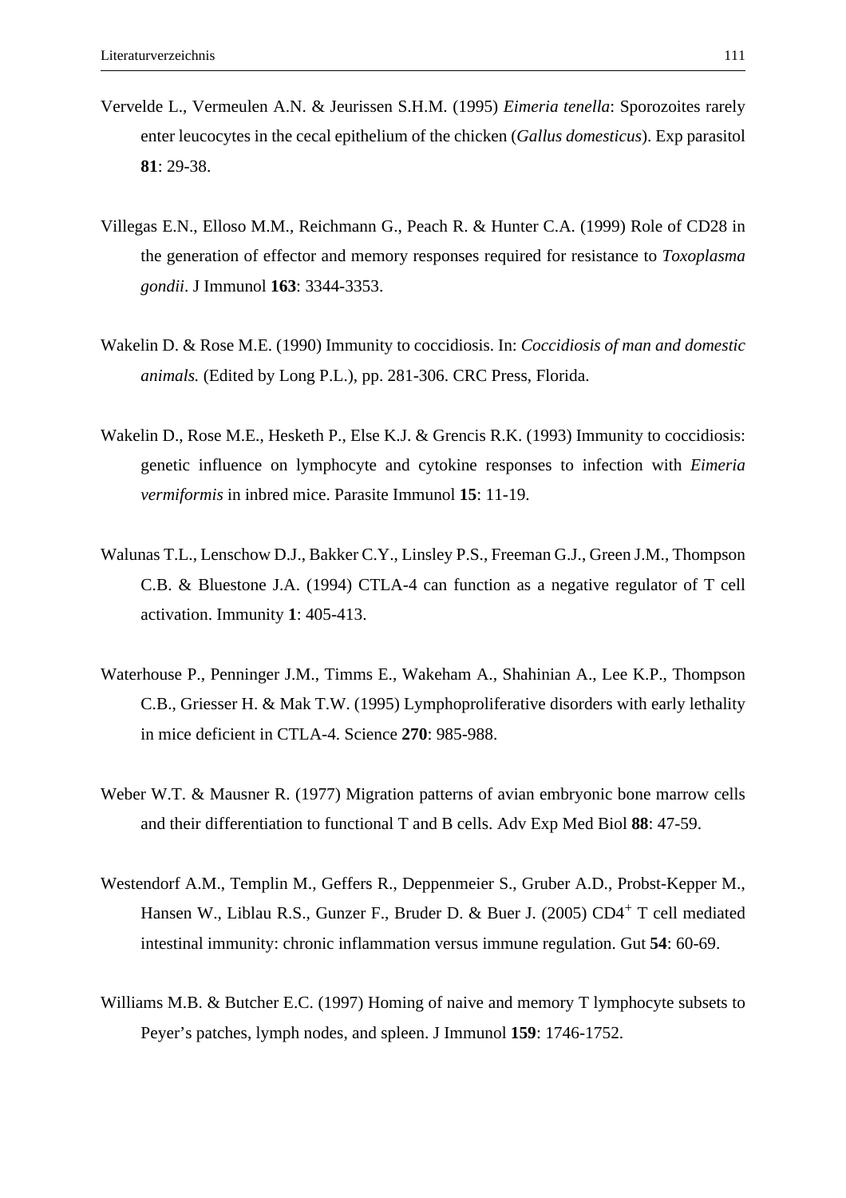Vervelde L., Vermeulen A.N. & Jeurissen S.H.M. (1995) *Eimeria tenella*: Sporozoites rarely enter leucocytes in the cecal epithelium of the chicken (*Gallus domesticus*). Exp parasitol **81**: 29-38.

Villegas E.N., Elloso M.M., Reichmann G., Peach R. & Hunter C.A. (1999) Role of CD28 in the generation of effector and memory responses required for resistance to *Toxoplasma gondii*. J Immunol **163**: 3344-3353.

Wakelin D. & Rose M.E. (1990) Immunity to coccidiosis. In: *Coccidiosis of man and domestic animals.* (Edited by Long P.L.), pp. 281-306. CRC Press, Florida.

Wakelin D., Rose M.E., Hesketh P., Else K.J. & Grencis R.K. (1993) Immunity to coccidiosis: genetic influence on lymphocyte and cytokine responses to infection with *Eimeria vermiformis* in inbred mice. Parasite Immunol **15**: 11-19.

Walunas T.L., Lenschow D.J., Bakker C.Y., Linsley P.S., Freeman G.J., Green J.M., Thompson C.B. & Bluestone J.A. (1994) CTLA-4 can function as a negative regulator of T cell activation. Immunity **1**: 405-413.

Waterhouse P., Penninger J.M., Timms E., Wakeham A., Shahinian A., Lee K.P., Thompson C.B., Griesser H. & Mak T.W. (1995) Lymphoproliferative disorders with early lethality in mice deficient in CTLA-4. Science **270**: 985-988.

Weber W.T. & Mausner R. (1977) Migration patterns of avian embryonic bone marrow cells and their differentiation to functional T and B cells. Adv Exp Med Biol **88**: 47-59.

Westendorf A.M., Templin M., Geffers R., Deppenmeier S., Gruber A.D., Probst-Kepper M., Hansen W., Liblau R.S., Gunzer F., Bruder D. & Buer J. (2005) $CD4^+$ T cell mediated intestinal immunity: chronic inflammation versus immune regulation. Gut **54**: 60-69.

Williams M.B. & Butcher E.C. (1997) Homing of naive and memory T lymphocyte subsets to Peyer's patches, lymph nodes, and spleen. J Immunol **159**: 1746-1752.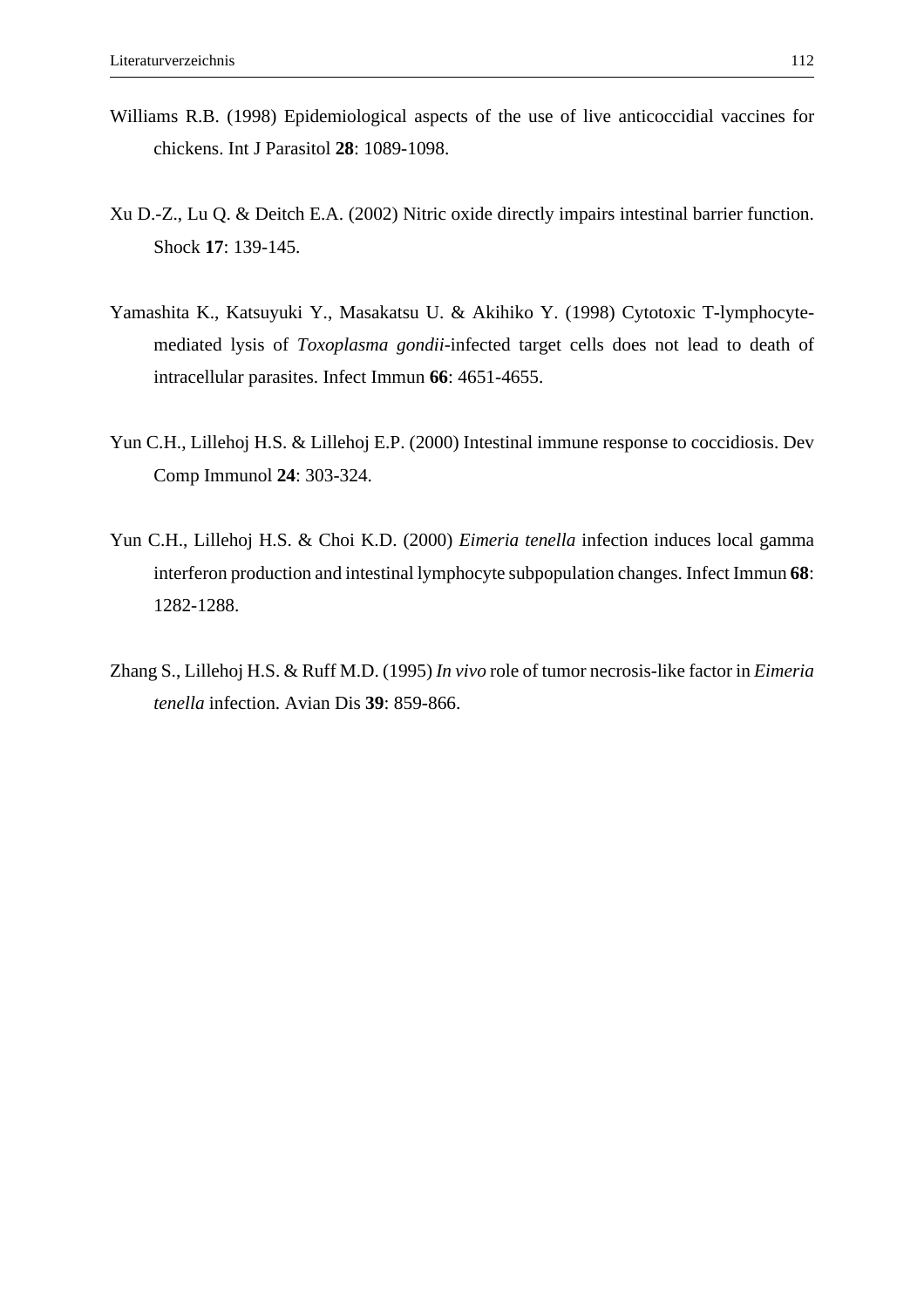Williams R.B. (1998) Epidemiological aspects of the use of live anticoccidial vaccines for chickens. Int J Parasitol **28**: 1089-1098.

Xu D.-Z., Lu Q. & Deitch E.A. (2002) Nitric oxide directly impairs intestinal barrier function. Shock **17**: 139-145.

Yamashita K., Katsuyuki Y., Masakatsu U. & Akihiko Y. (1998) Cytotoxic T-lymphocyte-mediated lysis of *Toxoplasma gondii*-infected target cells does not lead to death of intracellular parasites. Infect Immun **66**: 4651-4655.

Yun C.H., Lillehoj H.S. & Lillehoj E.P. (2000) Intestinal immune response to coccidiosis. Dev Comp Immunol **24**: 303-324.

Yun C.H., Lillehoj H.S. & Choi K.D. (2000) *Eimeria tenella* infection induces local gamma interferon production and intestinal lymphocyte subpopulation changes. Infect Immun **68**: 1282-1288.

Zhang S., Lillehoj H.S. & Ruff M.D. (1995) *In vivo* role of tumor necrosis-like factor in *Eimeria tenella* infection. Avian Dis **39**: 859-866.